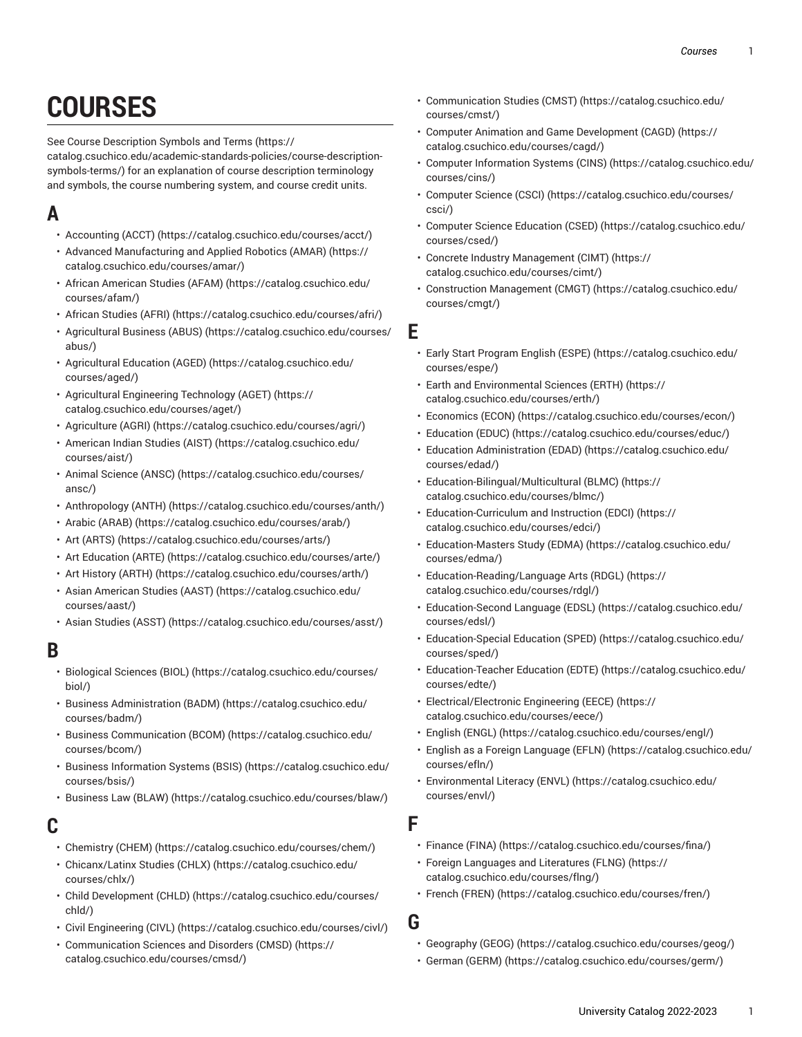# COURSES

See Course Description Symbols and Terms (https://catalog.csuchico.edu/academic-standards-policies/course-description-symbols-terms/) for an explanation of course description terminology and symbols, the course numbering system, and course credit units.

## A

- Accounting (ACCT) (https://catalog.csuchico.edu/courses/acct/)
- Advanced Manufacturing and Applied Robotics (AMAR) (https://catalog.csuchico.edu/courses/amar/)
- African American Studies (AFAM) (https://catalog.csuchico.edu/courses/afam/)
- African Studies (AFRI) (https://catalog.csuchico.edu/courses/afri/)
- Agricultural Business (ABUS) (https://catalog.csuchico.edu/courses/abus/)
- Agricultural Education (AGED) (https://catalog.csuchico.edu/courses/aged/)
- Agricultural Engineering Technology (AGET) (https://catalog.csuchico.edu/courses/aget/)
- Agriculture (AGRI) (https://catalog.csuchico.edu/courses/agri/)
- American Indian Studies (AIST) (https://catalog.csuchico.edu/courses/aist/)
- Animal Science (ANSC) (https://catalog.csuchico.edu/courses/ansc/)
- Anthropology (ANTH) (https://catalog.csuchico.edu/courses/anth/)
- Arabic (ARAB) (https://catalog.csuchico.edu/courses/arab/)
- Art (ARTS) (https://catalog.csuchico.edu/courses/arts/)
- Art Education (ARTE) (https://catalog.csuchico.edu/courses/arte/)
- Art History (ARTH) (https://catalog.csuchico.edu/courses/arth/)
- Asian American Studies (AAST) (https://catalog.csuchico.edu/courses/aast/)
- Asian Studies (ASST) (https://catalog.csuchico.edu/courses/asst/)

## B

- Biological Sciences (BIOL) (https://catalog.csuchico.edu/courses/biol/)
- Business Administration (BADM) (https://catalog.csuchico.edu/courses/badm/)
- Business Communication (BCOM) (https://catalog.csuchico.edu/courses/bcom/)
- Business Information Systems (BSIS) (https://catalog.csuchico.edu/courses/bsis/)
- Business Law (BLAW) (https://catalog.csuchico.edu/courses/blaw/)

## C

- Chemistry (CHEM) (https://catalog.csuchico.edu/courses/chem/)
- Chicanx/Latinx Studies (CHLX) (https://catalog.csuchico.edu/courses/chlx/)
- Child Development (CHLD) (https://catalog.csuchico.edu/courses/chld/)
- Civil Engineering (CIVL) (https://catalog.csuchico.edu/courses/civl/)
- Communication Sciences and Disorders (CMSD) (https://catalog.csuchico.edu/courses/cmsd/)
- Communication Studies (CMST) (https://catalog.csuchico.edu/courses/cmst/)
- Computer Animation and Game Development (CAGD) (https://catalog.csuchico.edu/courses/cagd/)
- Computer Information Systems (CINS) (https://catalog.csuchico.edu/courses/cins/)
- Computer Science (CSCI) (https://catalog.csuchico.edu/courses/csci/)
- Computer Science Education (CSED) (https://catalog.csuchico.edu/courses/csed/)
- Concrete Industry Management (CIMT) (https://catalog.csuchico.edu/courses/cimt/)
- Construction Management (CMGT) (https://catalog.csuchico.edu/courses/cmgt/)

## E

- Early Start Program English (ESPE) (https://catalog.csuchico.edu/courses/espe/)
- Earth and Environmental Sciences (ERTH) (https://catalog.csuchico.edu/courses/erth/)
- Economics (ECON) (https://catalog.csuchico.edu/courses/econ/)
- Education (EDUC) (https://catalog.csuchico.edu/courses/educ/)
- Education Administration (EDAD) (https://catalog.csuchico.edu/courses/edad/)
- Education-Bilingual/Multicultural (BLMC) (https://catalog.csuchico.edu/courses/blmc/)
- Education-Curriculum and Instruction (EDCI) (https://catalog.csuchico.edu/courses/edci/)
- Education-Masters Study (EDMA) (https://catalog.csuchico.edu/courses/edma/)
- Education-Reading/Language Arts (RDGL) (https://catalog.csuchico.edu/courses/rdgl/)
- Education-Second Language (EDSL) (https://catalog.csuchico.edu/courses/edsl/)
- Education-Special Education (SPED) (https://catalog.csuchico.edu/courses/sped/)
- Education-Teacher Education (EDTE) (https://catalog.csuchico.edu/courses/edte/)
- Electrical/Electronic Engineering (EECE) (https://catalog.csuchico.edu/courses/eece/)
- English (ENGL) (https://catalog.csuchico.edu/courses/engl/)
- English as a Foreign Language (EFLN) (https://catalog.csuchico.edu/courses/efln/)
- Environmental Literacy (ENVL) (https://catalog.csuchico.edu/courses/envl/)

## F

- Finance (FINA) (https://catalog.csuchico.edu/courses/fina/)
- Foreign Languages and Literatures (FLNG) (https://catalog.csuchico.edu/courses/flng/)
- French (FREN) (https://catalog.csuchico.edu/courses/fren/)

## G

- Geography (GEOG) (https://catalog.csuchico.edu/courses/geog/)
- German (GERM) (https://catalog.csuchico.edu/courses/germ/)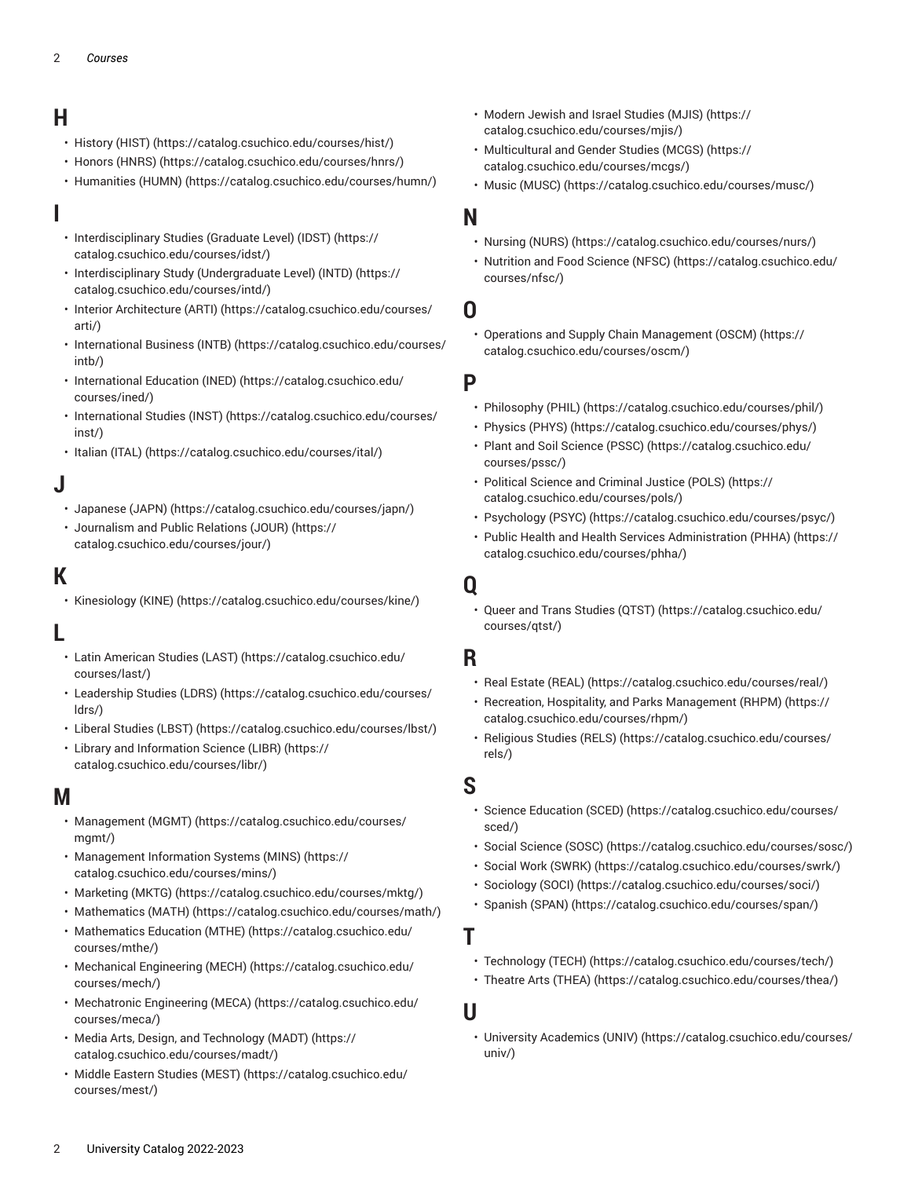## H

- History (HIST) (https://catalog.csuchico.edu/courses/hist/)
- Honors (HNRS) (https://catalog.csuchico.edu/courses/hnrs/)
- Humanities (HUMN) (https://catalog.csuchico.edu/courses/humn/)

## I

- Interdisciplinary Studies (Graduate Level) (IDST) (https://catalog.csuchico.edu/courses/idst/)
- Interdisciplinary Study (Undergraduate Level) (INTD) (https://catalog.csuchico.edu/courses/intd/)
- Interior Architecture (ARTI) (https://catalog.csuchico.edu/courses/arti/)
- International Business (INTB) (https://catalog.csuchico.edu/courses/intb/)
- International Education (INED) (https://catalog.csuchico.edu/courses/ined/)
- International Studies (INST) (https://catalog.csuchico.edu/courses/inst/)
- Italian (ITAL) (https://catalog.csuchico.edu/courses/ital/)

## J

- Japanese (JAPN) (https://catalog.csuchico.edu/courses/japn/)
- Journalism and Public Relations (JOUR) (https://catalog.csuchico.edu/courses/jour/)

## K

- Kinesiology (KINE) (https://catalog.csuchico.edu/courses/kine/)

## L

- Latin American Studies (LAST) (https://catalog.csuchico.edu/courses/last/)
- Leadership Studies (LDRS) (https://catalog.csuchico.edu/courses/ldrs/)
- Liberal Studies (LBST) (https://catalog.csuchico.edu/courses/lbst/)
- Library and Information Science (LIBR) (https://catalog.csuchico.edu/courses/libr/)

## M

- Management (MGMT) (https://catalog.csuchico.edu/courses/mgmt/)
- Management Information Systems (MINS) (https://catalog.csuchico.edu/courses/mins/)
- Marketing (MKTG) (https://catalog.csuchico.edu/courses/mktg/)
- Mathematics (MATH) (https://catalog.csuchico.edu/courses/math/)
- Mathematics Education (MTHE) (https://catalog.csuchico.edu/courses/mthe/)
- Mechanical Engineering (MECH) (https://catalog.csuchico.edu/courses/mech/)
- Mechatronic Engineering (MECA) (https://catalog.csuchico.edu/courses/meca/)
- Media Arts, Design, and Technology (MADT) (https://catalog.csuchico.edu/courses/madt/)
- Middle Eastern Studies (MEST) (https://catalog.csuchico.edu/courses/mest/)
- Modern Jewish and Israel Studies (MJIS) (https://catalog.csuchico.edu/courses/mjis/)
- Multicultural and Gender Studies (MCGS) (https://catalog.csuchico.edu/courses/mcgs/)
- Music (MUSC) (https://catalog.csuchico.edu/courses/musc/)

## N

- Nursing (NURS) (https://catalog.csuchico.edu/courses/nurs/)
- Nutrition and Food Science (NFSC) (https://catalog.csuchico.edu/courses/nfsc/)

## O

- Operations and Supply Chain Management (OSCM) (https://catalog.csuchico.edu/courses/oscm/)

## P

- Philosophy (PHIL) (https://catalog.csuchico.edu/courses/phil/)
- Physics (PHYS) (https://catalog.csuchico.edu/courses/phys/)
- Plant and Soil Science (PSSC) (https://catalog.csuchico.edu/courses/pssc/)
- Political Science and Criminal Justice (POLS) (https://catalog.csuchico.edu/courses/pols/)
- Psychology (PSYC) (https://catalog.csuchico.edu/courses/psyc/)
- Public Health and Health Services Administration (PHHA) (https://catalog.csuchico.edu/courses/phha/)

## Q

- Queer and Trans Studies (QTST) (https://catalog.csuchico.edu/courses/qtst/)

## R

- Real Estate (REAL) (https://catalog.csuchico.edu/courses/real/)
- Recreation, Hospitality, and Parks Management (RHPM) (https://catalog.csuchico.edu/courses/rhpm/)
- Religious Studies (RELS) (https://catalog.csuchico.edu/courses/rels/)

## S

- Science Education (SCED) (https://catalog.csuchico.edu/courses/sced/)
- Social Science (SOSC) (https://catalog.csuchico.edu/courses/sosc/)
- Social Work (SWRK) (https://catalog.csuchico.edu/courses/swrk/)
- Sociology (SOCI) (https://catalog.csuchico.edu/courses/soci/)
- Spanish (SPAN) (https://catalog.csuchico.edu/courses/span/)

## T

- Technology (TECH) (https://catalog.csuchico.edu/courses/tech/)
- Theatre Arts (THEA) (https://catalog.csuchico.edu/courses/thea/)

## U

- University Academics (UNIV) (https://catalog.csuchico.edu/courses/univ/)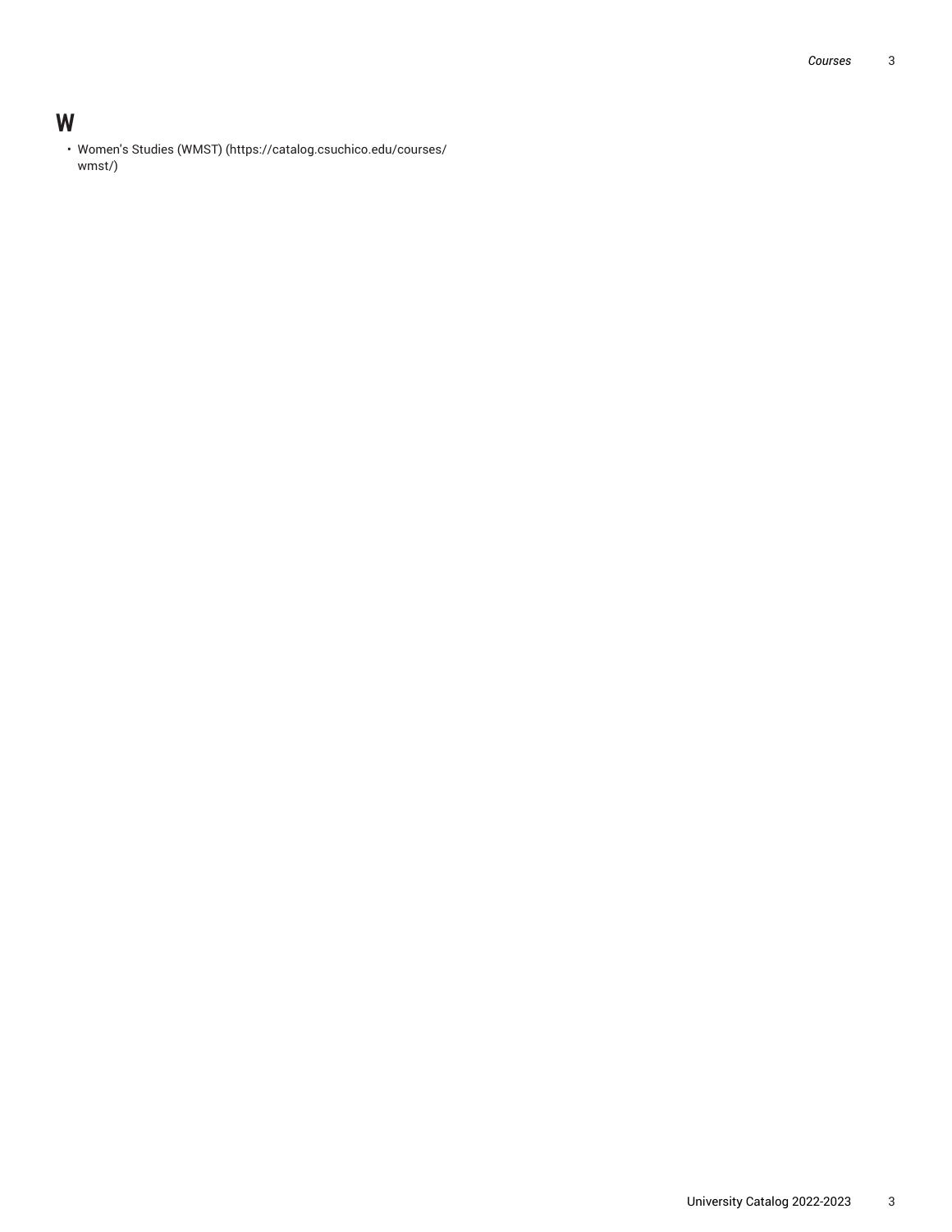## W

- Women's Studies (WMST) (https://catalog.csuchico.edu/courses/wmst/)